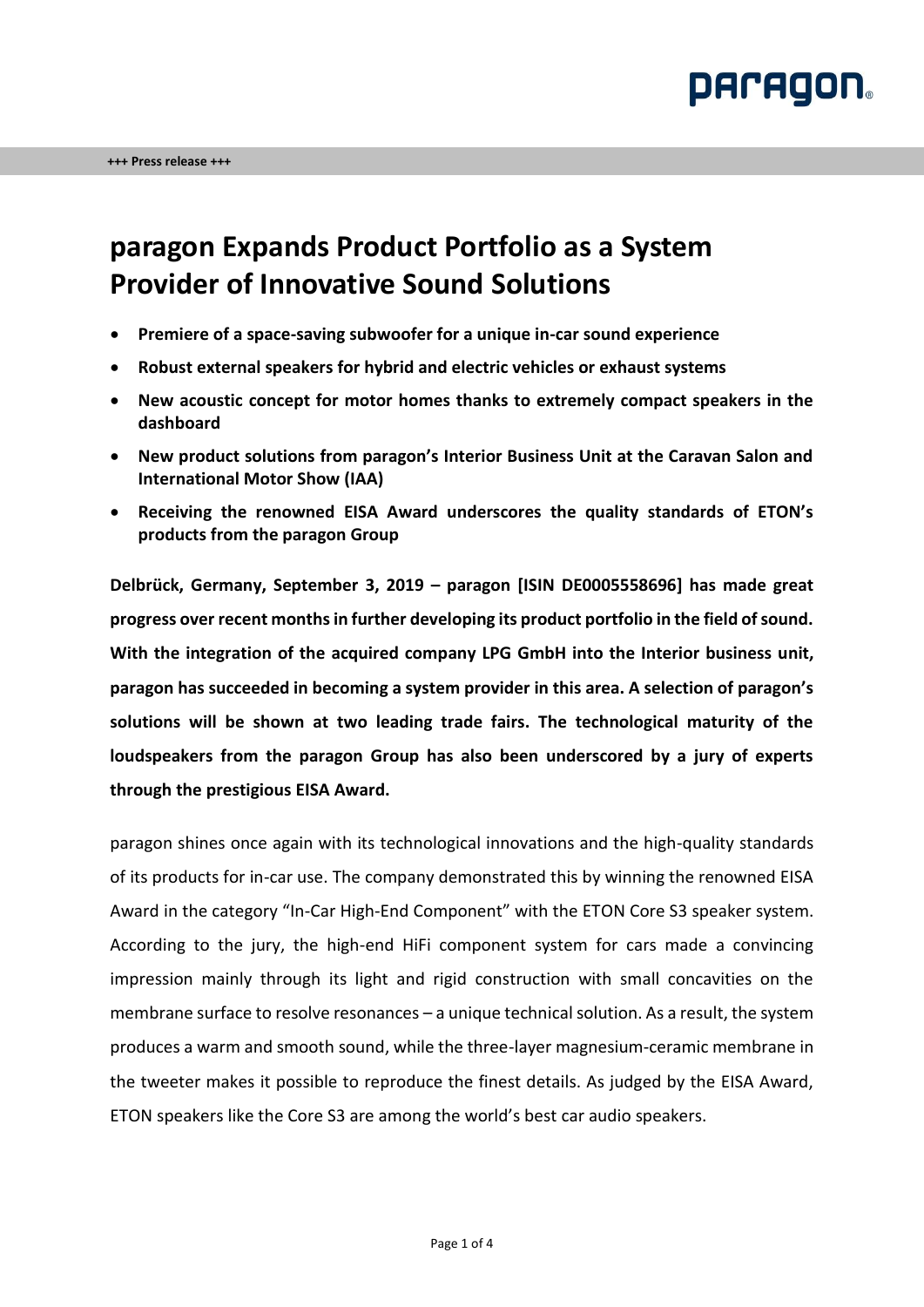+++ Press release +++

# paragon Expands Product Portfolio as a System Provider of Innovative Sound Solutions

- **Premiere of a space-saving subwoofer for a unique in-car sound experience**
- **Robust external speakers for hybrid and electric vehicles or exhaust systems**
- **New acoustic concept for motor homes thanks to extremely compact speakers in the dashboard**
- **New product solutions from paragon's Interior Business Unit at the Caravan Salon and International Motor Show (IAA)**
- **Receiving the renowned EISA Award underscores the quality standards of ETON's products from the paragon Group**

**Delbrück, Germany, September 3, 2019 – paragon [ISIN DE0005558696] has made great progress over recent months in further developing its product portfolio in the field of sound. With the integration of the acquired company LPG GmbH into the Interior business unit, paragon has succeeded in becoming a system provider in this area. A selection of paragon's solutions will be shown at two leading trade fairs. The technological maturity of the loudspeakers from the paragon Group has also been underscored by a jury of experts through the prestigious EISA Award.**

paragon shines once again with its technological innovations and the high-quality standards of its products for in-car use. The company demonstrated this by winning the renowned EISA Award in the category "In-Car High-End Component" with the ETON Core S3 speaker system. According to the jury, the high-end HiFi component system for cars made a convincing impression mainly through its light and rigid construction with small concavities on the membrane surface to resolve resonances – a unique technical solution. As a result, the system produces a warm and smooth sound, while the three-layer magnesium-ceramic membrane in the tweeter makes it possible to reproduce the finest details. As judged by the EISA Award, ETON speakers like the Core S3 are among the world's best car audio speakers.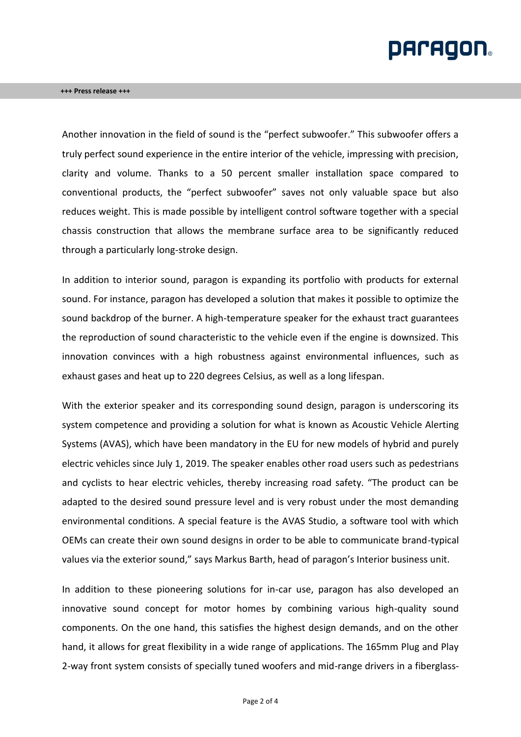Another innovation in the field of sound is the "perfect subwoofer." This subwoofer offers a truly perfect sound experience in the entire interior of the vehicle, impressing with precision, clarity and volume. Thanks to a 50 percent smaller installation space compared to conventional products, the "perfect subwoofer" saves not only valuable space but also reduces weight. This is made possible by intelligent control software together with a special chassis construction that allows the membrane surface area to be significantly reduced through a particularly long-stroke design.

In addition to interior sound, paragon is expanding its portfolio with products for external sound. For instance, paragon has developed a solution that makes it possible to optimize the sound backdrop of the burner. A high-temperature speaker for the exhaust tract guarantees the reproduction of sound characteristic to the vehicle even if the engine is downsized. This innovation convinces with a high robustness against environmental influences, such as exhaust gases and heat up to 220 degrees Celsius, as well as a long lifespan.

With the exterior speaker and its corresponding sound design, paragon is underscoring its system competence and providing a solution for what is known as Acoustic Vehicle Alerting Systems (AVAS), which have been mandatory in the EU for new models of hybrid and purely electric vehicles since July 1, 2019. The speaker enables other road users such as pedestrians and cyclists to hear electric vehicles, thereby increasing road safety. "The product can be adapted to the desired sound pressure level and is very robust under the most demanding environmental conditions. A special feature is the AVAS Studio, a software tool with which OEMs can create their own sound designs in order to be able to communicate brand-typical values via the exterior sound," says Markus Barth, head of paragon's Interior business unit.

In addition to these pioneering solutions for in-car use, paragon has also developed an innovative sound concept for motor homes by combining various high-quality sound components. On the one hand, this satisfies the highest design demands, and on the other hand, it allows for great flexibility in a wide range of applications. The 165mm Plug and Play 2-way front system consists of specially tuned woofers and mid-range drivers in a fiberglass-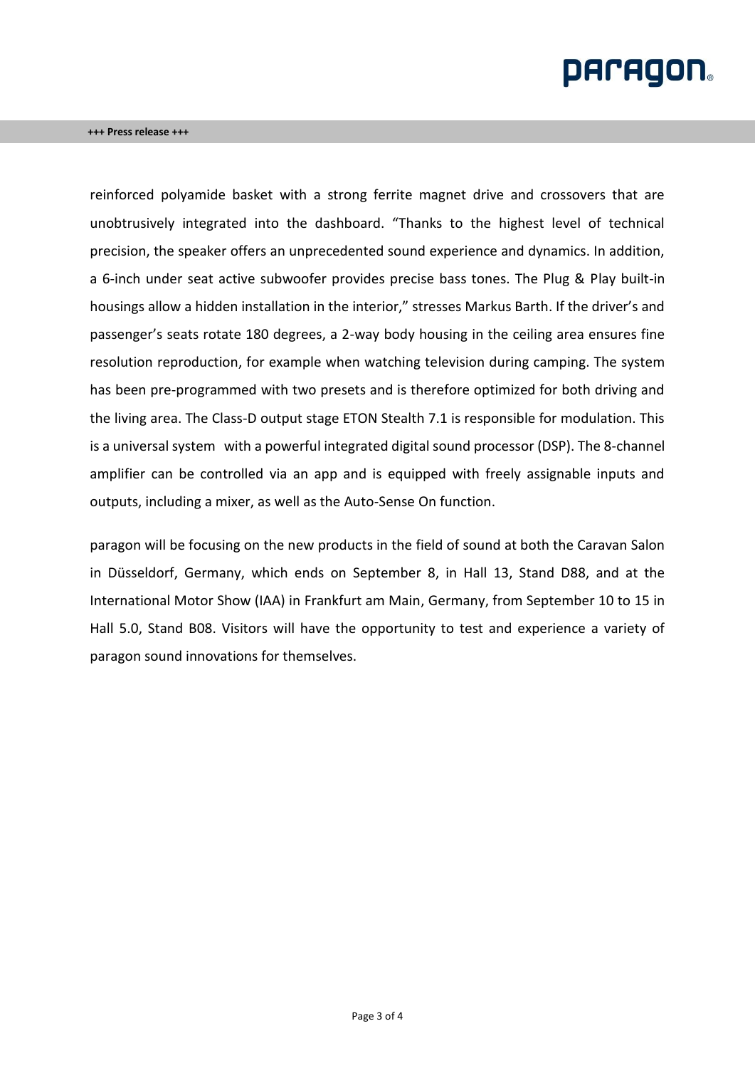reinforced polyamide basket with a strong ferrite magnet drive and crossovers that are unobtrusively integrated into the dashboard. "Thanks to the highest level of technical precision, the speaker offers an unprecedented sound experience and dynamics. In addition, a 6-inch under seat active subwoofer provides precise bass tones. The Plug & Play built-in housings allow a hidden installation in the interior," stresses Markus Barth. If the driver's and passenger's seats rotate 180 degrees, a 2-way body housing in the ceiling area ensures fine resolution reproduction, for example when watching television during camping. The system has been pre-programmed with two presets and is therefore optimized for both driving and the living area. The Class-D output stage ETON Stealth 7.1 is responsible for modulation. This is a universal system with a powerful integrated digital sound processor (DSP). The 8-channel amplifier can be controlled via an app and is equipped with freely assignable inputs and outputs, including a mixer, as well as the Auto-Sense On function.

paragon will be focusing on the new products in the field of sound at both the Caravan Salon in Düsseldorf, Germany, which ends on September 8, in Hall 13, Stand D88, and at the International Motor Show (IAA) in Frankfurt am Main, Germany, from September 10 to 15 in Hall 5.0, Stand B08. Visitors will have the opportunity to test and experience a variety of paragon sound innovations for themselves.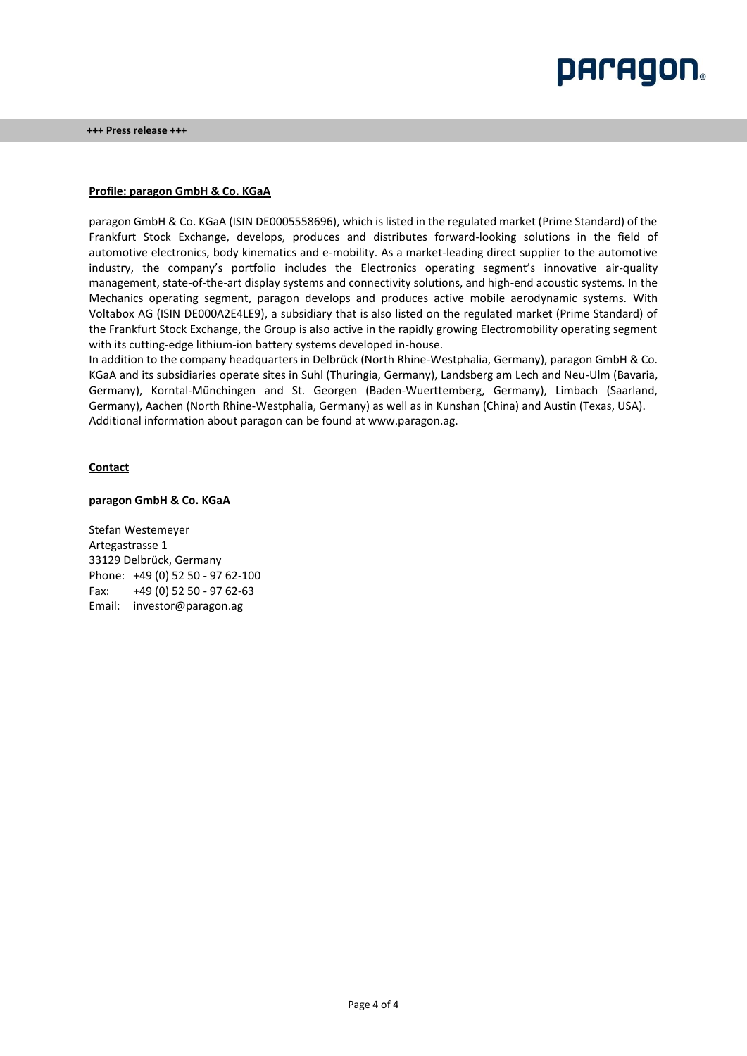**+++ Press release +++**

**Profile: paragon GmbH & Co. KGaA**

paragon GmbH & Co. KGaA (ISIN DE0005558696), which is listed in the regulated market (Prime Standard) of the Frankfurt Stock Exchange, develops, produces and distributes forward-looking solutions in the field of automotive electronics, body kinematics and e-mobility. As a market-leading direct supplier to the automotive industry, the company's portfolio includes the Electronics operating segment's innovative air-quality management, state-of-the-art display systems and connectivity solutions, and high-end acoustic systems. In the Mechanics operating segment, paragon develops and produces active mobile aerodynamic systems. With Voltabox AG (ISIN DE000A2E4LE9), a subsidiary that is also listed on the regulated market (Prime Standard) of the Frankfurt Stock Exchange, the Group is also active in the rapidly growing Electromobility operating segment with its cutting-edge lithium-ion battery systems developed in-house.
In addition to the company headquarters in Delbrück (North Rhine-Westphalia, Germany), paragon GmbH & Co. KGaA and its subsidiaries operate sites in Suhl (Thuringia, Germany), Landsberg am Lech and Neu-Ulm (Bavaria, Germany), Korntal-Münchingen and St. Georgen (Baden-Wuerttemberg, Germany), Limbach (Saarland, Germany), Aachen (North Rhine-Westphalia, Germany) as well as in Kunshan (China) and Austin (Texas, USA).
Additional information about paragon can be found at www.paragon.ag.

**Contact**

**paragon GmbH & Co. KGaA**

Stefan Westemeyer
Artegastrasse 1
33129 Delbrück, Germany
Phone: +49 (0) 52 50 - 97 62-100
Fax: +49 (0) 52 50 - 97 62-63
Email: investor@paragon.ag